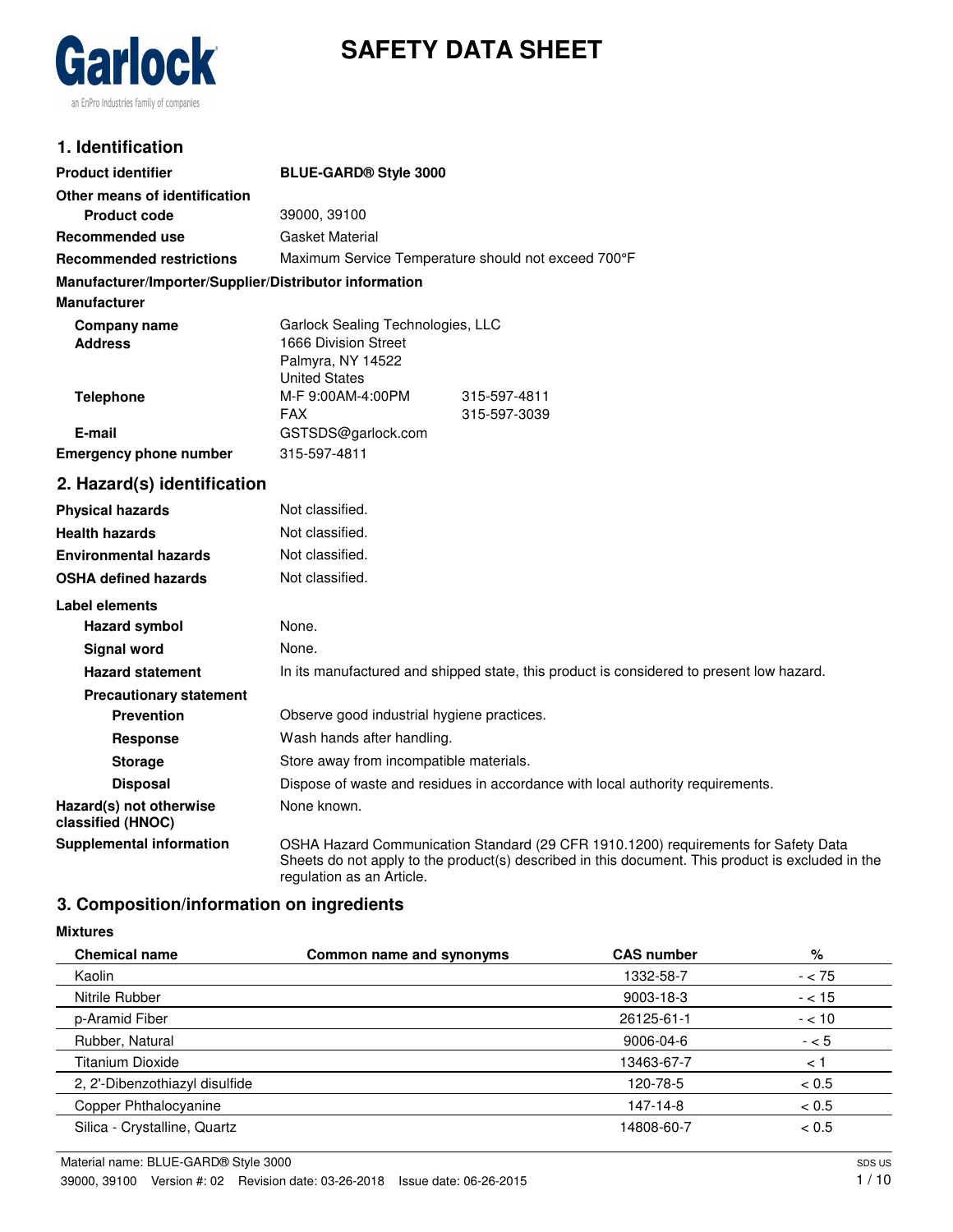Garlock

an EnPro Industries family of companies

# SAFETY DATA SHEET

## 1. Identification

| | |
|---|---|
| **Product identifier** | **BLUE-GARD® Style 3000** |
| **Other means of identification** | |
| **Product code** | 39000, 39100 |
| **Recommended use** | Gasket Material |
| **Recommended restrictions** | Maximum Service Temperature should not exceed 700°F |

**Manufacturer/Importer/Supplier/Distributor information**

**Manufacturer**

| | | |
|---|---|---|
| **Company name** | Garlock Sealing Technologies, LLC | |
| **Address** | 1666 Division Street<br>Palmyra, NY 14522<br>United States | |
| **Telephone** | M-F 9:00AM-4:00PM | 315-597-4811 |
| | FAX | 315-597-3039 |
| **E-mail** | GSTSDS@garlock.com | |
| **Emergency phone number** | 315-597-4811 | |

## 2. Hazard(s) identification

| | |
|---|---|
| **Physical hazards** | Not classified. |
| **Health hazards** | Not classified. |
| **Environmental hazards** | Not classified. |
| **OSHA defined hazards** | Not classified. |

**Label elements**

| | |
|---|---|
| **Hazard symbol** | None. |
| **Signal word** | None. |
| **Hazard statement** | In its manufactured and shipped state, this product is considered to present low hazard. |
| **Precautionary statement** | |
| **Prevention** | Observe good industrial hygiene practices. |
| **Response** | Wash hands after handling. |
| **Storage** | Store away from incompatible materials. |
| **Disposal** | Dispose of waste and residues in accordance with local authority requirements. |
| **Hazard(s) not otherwise classified (HNOC)** | None known. |
| **Supplemental information** | OSHA Hazard Communication Standard (29 CFR 1910.1200) requirements for Safety Data Sheets do not apply to the product(s) described in this document. This product is excluded in the regulation as an Article. |

## 3. Composition/information on ingredients

**Mixtures**

| Chemical name | Common name and synonyms | CAS number | % |
|---|---|---|---|
| Kaolin | | 1332-58-7 | - < 75 |
| Nitrile Rubber | | 9003-18-3 | - < 15 |
| p-Aramid Fiber | | 26125-61-1 | - < 10 |
| Rubber, Natural | | 9006-04-6 | - < 5 |
| Titanium Dioxide | | 13463-67-7 | < 1 |
| 2, 2'-Dibenzothiazyl disulfide | | 120-78-5 | < 0.5 |
| Copper Phthalocyanine | | 147-14-8 | < 0.5 |
| Silica - Crystalline, Quartz | | 14808-60-7 | < 0.5 |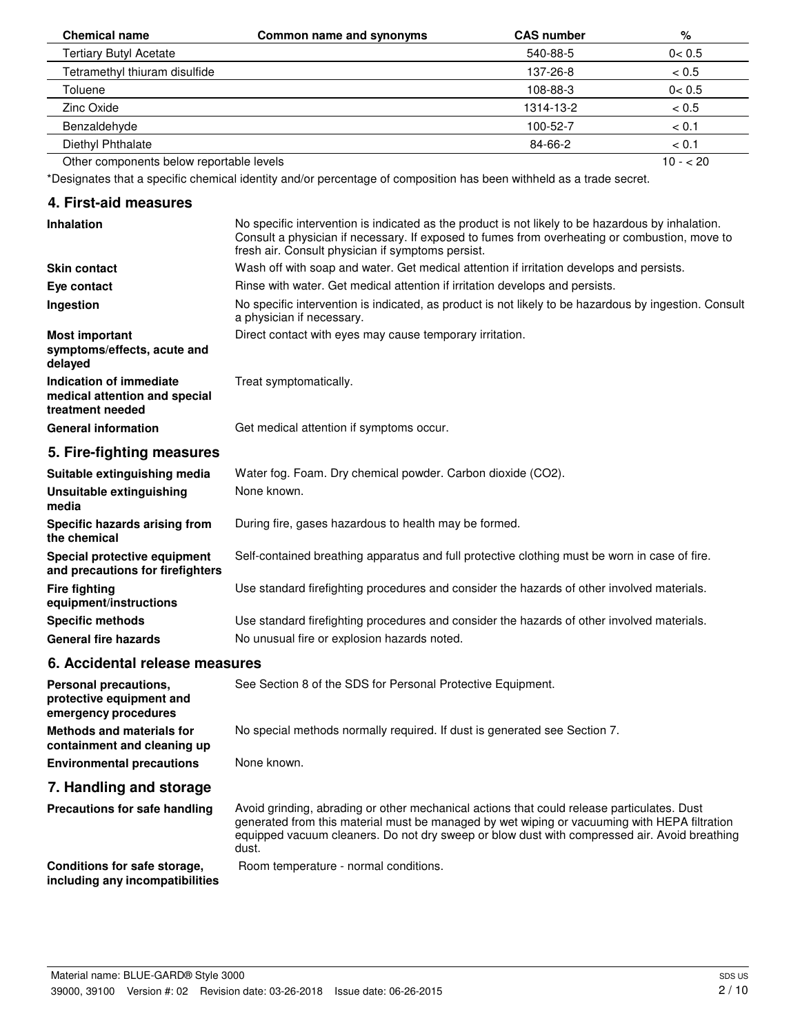| Chemical name | Common name and synonyms | CAS number | % |
| --- | --- | --- | --- |
| Tertiary Butyl Acetate | | 540-88-5 | 0< 0.5 |
| Tetramethyl thiuram disulfide | | 137-26-8 | < 0.5 |
| Toluene | | 108-88-3 | 0< 0.5 |
| Zinc Oxide | | 1314-13-2 | < 0.5 |
| Benzaldehyde | | 100-52-7 | < 0.1 |
| Diethyl Phthalate | | 84-66-2 | < 0.1 |
| Other components below reportable levels | | | 10 - < 20 |

*Designates that a specific chemical identity and/or percentage of composition has been withheld as a trade secret.

## 4. First-aid measures

| | |
| --- | --- |
| **Inhalation** | No specific intervention is indicated as the product is not likely to be hazardous by inhalation. Consult a physician if necessary. If exposed to fumes from overheating or combustion, move to fresh air. Consult physician if symptoms persist. |
| **Skin contact** | Wash off with soap and water. Get medical attention if irritation develops and persists. |
| **Eye contact** | Rinse with water. Get medical attention if irritation develops and persists. |
| **Ingestion** | No specific intervention is indicated, as product is not likely to be hazardous by ingestion. Consult a physician if necessary. |
| **Most important symptoms/effects, acute and delayed** | Direct contact with eyes may cause temporary irritation. |
| **Indication of immediate medical attention and special treatment needed** | Treat symptomatically. |
| **General information** | Get medical attention if symptoms occur. |

## 5. Fire-fighting measures

| | |
| --- | --- |
| **Suitable extinguishing media** | Water fog. Foam. Dry chemical powder. Carbon dioxide ($CO_2$). |
| **Unsuitable extinguishing media** | None known. |
| **Specific hazards arising from the chemical** | During fire, gases hazardous to health may be formed. |
| **Special protective equipment and precautions for firefighters** | Self-contained breathing apparatus and full protective clothing must be worn in case of fire. |
| **Fire fighting equipment/instructions** | Use standard firefighting procedures and consider the hazards of other involved materials. |
| **Specific methods** | Use standard firefighting procedures and consider the hazards of other involved materials. |
| **General fire hazards** | No unusual fire or explosion hazards noted. |

## 6. Accidental release measures

| | |
| --- | --- |
| **Personal precautions, protective equipment and emergency procedures** | See Section 8 of the SDS for Personal Protective Equipment. |
| **Methods and materials for containment and cleaning up** | No special methods normally required. If dust is generated see Section 7. |
| **Environmental precautions** | None known. |

## 7. Handling and storage

| | |
| --- | --- |
| **Precautions for safe handling** | Avoid grinding, abrading or other mechanical actions that could release particulates. Dust generated from this material must be managed by wet wiping or vacuuming with HEPA filtration equipped vacuum cleaners. Do not dry sweep or blow dust with compressed air. Avoid breathing dust. |
| **Conditions for safe storage, including any incompatibilities** | Room temperature - normal conditions. |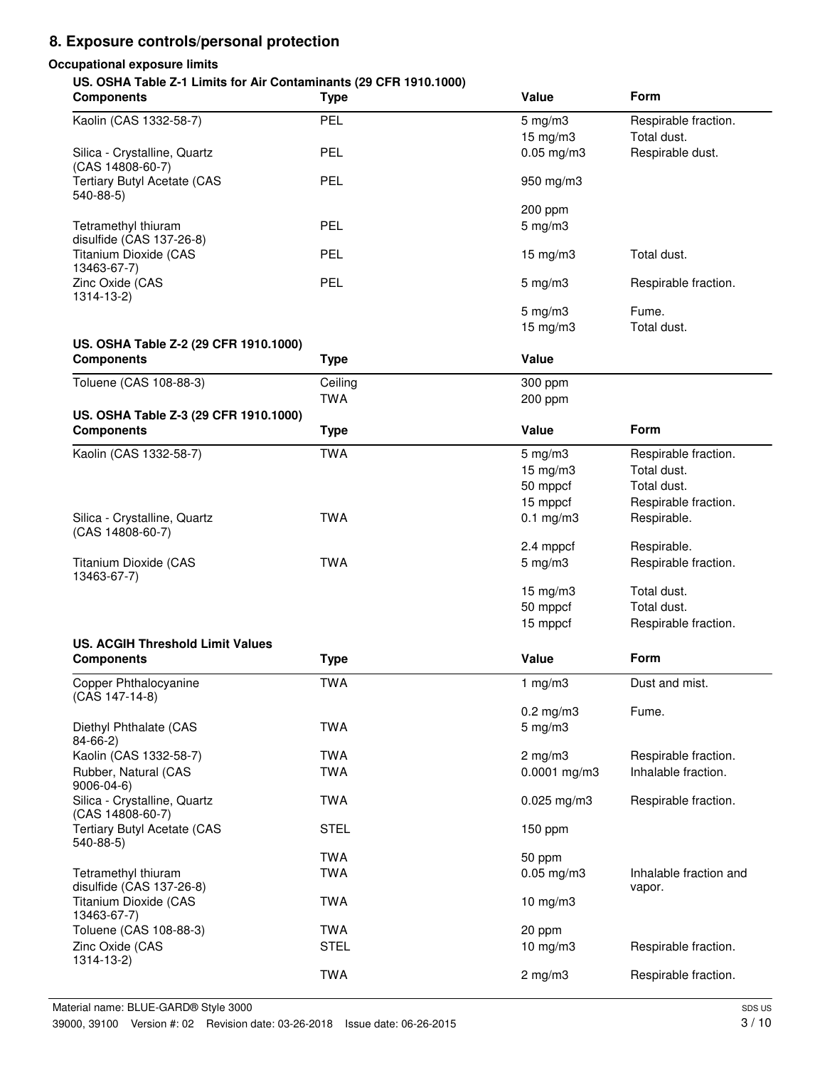## 8. Exposure controls/personal protection

### Occupational exposure limits

**US. OSHA Table Z-1 Limits for Air Contaminants (29 CFR 1910.1000)**

| Components | Type | Value | Form |
|---|---|---|---|
| Kaolin (CAS 1332-58-7) | PEL | 5 mg/m3 | Respirable fraction. |
| | | 15 mg/m3 | Total dust. |
| Silica - Crystalline, Quartz (CAS 14808-60-7) | PEL | 0.05 mg/m3 | Respirable dust. |
| Tertiary Butyl Acetate (CAS 540-88-5) | PEL | 950 mg/m3 | |
| | | 200 ppm | |
| Tetramethyl thiuram disulfide (CAS 137-26-8) | PEL | 5 mg/m3 | |
| Titanium Dioxide (CAS 13463-67-7) | PEL | 15 mg/m3 | Total dust. |
| Zinc Oxide (CAS 1314-13-2) | PEL | 5 mg/m3 | Respirable fraction. |
| | | 5 mg/m3 | Fume. |
| | | 15 mg/m3 | Total dust. |

**US. OSHA Table Z-2 (29 CFR 1910.1000)**

| Components | Type | Value |
|---|---|---|
| Toluene (CAS 108-88-3) | Ceiling | 300 ppm |
| | TWA | 200 ppm |

**US. OSHA Table Z-3 (29 CFR 1910.1000)**

| Components | Type | Value | Form |
|---|---|---|---|
| Kaolin (CAS 1332-58-7) | TWA | 5 mg/m3 | Respirable fraction. |
| | | 15 mg/m3 | Total dust. |
| | | 50 mppcf | Total dust. |
| | | 15 mppcf | Respirable fraction. |
| Silica - Crystalline, Quartz (CAS 14808-60-7) | TWA | 0.1 mg/m3 | Respirable. |
| | | 2.4 mppcf | Respirable. |
| Titanium Dioxide (CAS 13463-67-7) | TWA | 5 mg/m3 | Respirable fraction. |
| | | 15 mg/m3 | Total dust. |
| | | 50 mppcf | Total dust. |
| | | 15 mppcf | Respirable fraction. |

**US. ACGIH Threshold Limit Values**

| Components | Type | Value | Form |
|---|---|---|---|
| Copper Phthalocyanine (CAS 147-14-8) | TWA | 1 mg/m3 | Dust and mist. |
| | | 0.2 mg/m3 | Fume. |
| Diethyl Phthalate (CAS 84-66-2) | TWA | 5 mg/m3 | |
| Kaolin (CAS 1332-58-7) | TWA | 2 mg/m3 | Respirable fraction. |
| Rubber, Natural (CAS 9006-04-6) | TWA | 0.0001 mg/m3 | Inhalable fraction. |
| Silica - Crystalline, Quartz (CAS 14808-60-7) | TWA | 0.025 mg/m3 | Respirable fraction. |
| Tertiary Butyl Acetate (CAS 540-88-5) | STEL | 150 ppm | |
| | TWA | 50 ppm | |
| Tetramethyl thiuram disulfide (CAS 137-26-8) | TWA | 0.05 mg/m3 | Inhalable fraction and vapor. |
| Titanium Dioxide (CAS 13463-67-7) | TWA | 10 mg/m3 | |
| Toluene (CAS 108-88-3) | TWA | 20 ppm | |
| Zinc Oxide (CAS 1314-13-2) | STEL | 10 mg/m3 | Respirable fraction. |
| | TWA | 2 mg/m3 | Respirable fraction. |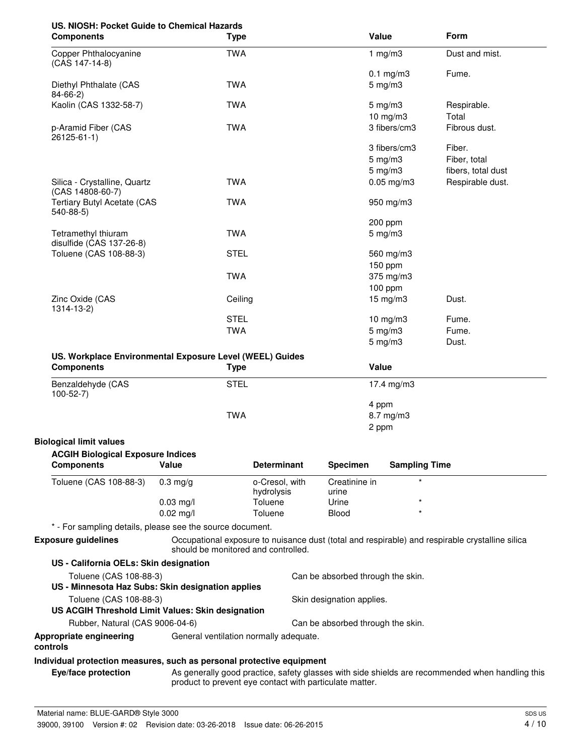**US. NIOSH: Pocket Guide to Chemical Hazards**

| Components | Type | Value | Form |
|---|---|---|---|
| Copper Phthalocyanine (CAS 147-14-8) | TWA | 1 mg/m3 | Dust and mist. |
| | | 0.1 mg/m3 | Fume. |
| Diethyl Phthalate (CAS 84-66-2) | TWA | 5 mg/m3 | |
| Kaolin (CAS 1332-58-7) | TWA | 5 mg/m3 | Respirable. |
| | | 10 mg/m3 | Total |
| p-Aramid Fiber (CAS 26125-61-1) | TWA | 3 fibers/cm3 | Fibrous dust. |
| | | 3 fibers/cm3 | Fiber. |
| | | 5 mg/m3 | Fiber, total |
| | | 5 mg/m3 | fibers, total dust |
| Silica - Crystalline, Quartz (CAS 14808-60-7) | TWA | 0.05 mg/m3 | Respirable dust. |
| Tertiary Butyl Acetate (CAS 540-88-5) | TWA | 950 mg/m3 | |
| | | 200 ppm | |
| Tetramethyl thiuram disulfide (CAS 137-26-8) | TWA | 5 mg/m3 | |
| Toluene (CAS 108-88-3) | STEL | 560 mg/m3 | |
| | | 150 ppm | |
| | TWA | 375 mg/m3 | |
| | | 100 ppm | |
| Zinc Oxide (CAS 1314-13-2) | Ceiling | 15 mg/m3 | Dust. |
| | STEL | 10 mg/m3 | Fume. |
| | TWA | 5 mg/m3 | Fume. |
| | | 5 mg/m3 | Dust. |

**US. Workplace Environmental Exposure Level (WEEL) Guides**

| Components | Type | Value |
|---|---|---|
| Benzaldehyde (CAS 100-52-7) | STEL | 17.4 mg/m3 |
| | | 4 ppm |
| | TWA | 8.7 mg/m3 |
| | | 2 ppm |

**Biological limit values**

**ACGIH Biological Exposure Indices**

| Components | Value | Determinant | Specimen | Sampling Time |
|---|---|---|---|---|
| Toluene (CAS 108-88-3) | 0.3 mg/g | o-Cresol, with hydrolysis | Creatinine in urine | * |
| | 0.03 mg/l | Toluene | Urine | * |
| | 0.02 mg/l | Toluene | Blood | * |

* - For sampling details, please see the source document.

**Exposure guidelines** Occupational exposure to nuisance dust (total and respirable) and respirable crystalline silica should be monitored and controlled.

**US - California OELs: Skin designation**

Toluene (CAS 108-88-3) Can be absorbed through the skin.

**US - Minnesota Haz Subs: Skin designation applies**

Toluene (CAS 108-88-3) Skin designation applies.

**US ACGIH Threshold Limit Values: Skin designation**

Rubber, Natural (CAS 9006-04-6) Can be absorbed through the skin.

**Appropriate engineering controls** General ventilation normally adequate.

**Individual protection measures, such as personal protective equipment**

**Eye/face protection** As generally good practice, safety glasses with side shields are recommended when handling this product to prevent eye contact with particulate matter.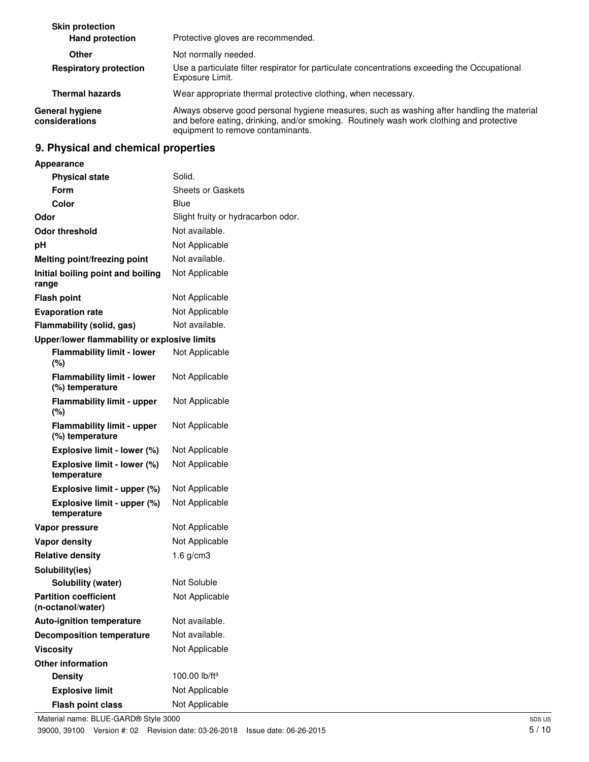| | |
|---|---|
| **Skin protection** | |
| **Hand protection** | Protective gloves are recommended. |
| **Other** | Not normally needed. |
| **Respiratory protection** | Use a particulate filter respirator for particulate concentrations exceeding the Occupational Exposure Limit. |
| **Thermal hazards** | Wear appropriate thermal protective clothing, when necessary. |
| **General hygiene considerations** | Always observe good personal hygiene measures, such as washing after handling the material and before eating, drinking, and/or smoking. Routinely wash work clothing and protective equipment to remove contaminants. |

## 9. Physical and chemical properties

| | |
|---|---|
| **Appearance** | |
| **Physical state** | Solid. |
| **Form** | Sheets or Gaskets |
| **Color** | Blue |
| **Odor** | Slight fruity or hydracarbon odor. |
| **Odor threshold** | Not available. |
| **pH** | Not Applicable |
| **Melting point/freezing point** | Not available. |
| **Initial boiling point and boiling range** | Not Applicable |
| **Flash point** | Not Applicable |
| **Evaporation rate** | Not Applicable |
| **Flammability (solid, gas)** | Not available. |
| **Upper/lower flammability or explosive limits** | |
| **Flammability limit - lower (%)** | Not Applicable |
| **Flammability limit - lower (%) temperature** | Not Applicable |
| **Flammability limit - upper (%)** | Not Applicable |
| **Flammability limit - upper (%) temperature** | Not Applicable |
| **Explosive limit - lower (%)** | Not Applicable |
| **Explosive limit - lower (%) temperature** | Not Applicable |
| **Explosive limit - upper (%)** | Not Applicable |
| **Explosive limit - upper (%) temperature** | Not Applicable |
| **Vapor pressure** | Not Applicable |
| **Vapor density** | Not Applicable |
| **Relative density** | 1.6 g/cm3 |
| **Solubility(ies)** | |
| **Solubility (water)** | Not Soluble |
| **Partition coefficient (n-octanol/water)** | Not Applicable |
| **Auto-ignition temperature** | Not available. |
| **Decomposition temperature** | Not available. |
| **Viscosity** | Not Applicable |
| **Other information** | |
| **Density** | 100.00 lb/ft³ |
| **Explosive limit** | Not Applicable |
| **Flash point class** | Not Applicable |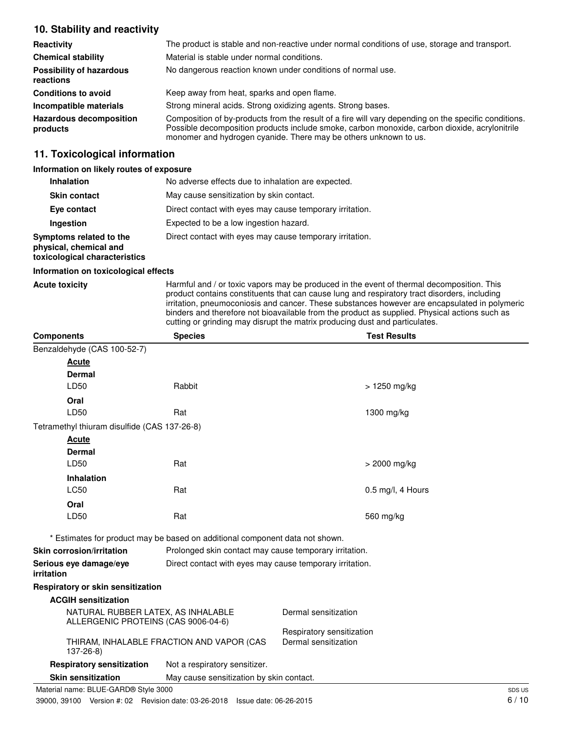## 10. Stability and reactivity

| | |
|---|---|
| **Reactivity** | The product is stable and non-reactive under normal conditions of use, storage and transport. |
| **Chemical stability** | Material is stable under normal conditions. |
| **Possibility of hazardous reactions** | No dangerous reaction known under conditions of normal use. |
| **Conditions to avoid** | Keep away from heat, sparks and open flame. |
| **Incompatible materials** | Strong mineral acids. Strong oxidizing agents. Strong bases. |
| **Hazardous decomposition products** | Composition of by-products from the result of a fire will vary depending on the specific conditions. Possible decomposition products include smoke, carbon monoxide, carbon dioxide, acrylonitrile monomer and hydrogen cyanide. There may be others unknown to us. |

## 11. Toxicological information

### Information on likely routes of exposure

| | |
|---|---|
| **Inhalation** | No adverse effects due to inhalation are expected. |
| **Skin contact** | May cause sensitization by skin contact. |
| **Eye contact** | Direct contact with eyes may cause temporary irritation. |
| **Ingestion** | Expected to be a low ingestion hazard. |
| **Symptoms related to the physical, chemical and toxicological characteristics** | Direct contact with eyes may cause temporary irritation. |

### Information on toxicological effects

**Acute toxicity** Harmful and / or toxic vapors may be produced in the event of thermal decomposition. This product contains constituents that can cause lung and respiratory tract disorders, including irritation, pneumoconiosis and cancer. These substances however are encapsulated in polymeric binders and therefore not bioavailable from the product as supplied. Physical actions such as cutting or grinding may disrupt the matrix producing dust and particulates.

| Components | Species | Test Results |
|---|---|---|
| Benzaldehyde (CAS 100-52-7) | | |
| **Acute** | | |
| **Dermal** | | |
| LD50 | Rabbit | > 1250 mg/kg |
| **Oral** | | |
| LD50 | Rat | 1300 mg/kg |
| Tetramethyl thiuram disulfide (CAS 137-26-8) | | |
| **Acute** | | |
| **Dermal** | | |
| LD50 | Rat | > 2000 mg/kg |
| **Inhalation** | | |
| LC50 | Rat | 0.5 mg/l, 4 Hours |
| **Oral** | | |
| LD50 | Rat | 560 mg/kg |

\* Estimates for product may be based on additional component data not shown.

| | |
|---|---|
| **Skin corrosion/irritation** | Prolonged skin contact may cause temporary irritation. |
| **Serious eye damage/eye irritation** | Direct contact with eyes may cause temporary irritation. |

### Respiratory or skin sensitization

**ACGIH sensitization**

| | |
|---|---|
| NATURAL RUBBER LATEX, AS INHALABLE ALLERGENIC PROTEINS (CAS 9006-04-6) | Dermal sensitization |
| | Respiratory sensitization |
| THIRAM, INHALABLE FRACTION AND VAPOR (CAS 137-26-8) | Dermal sensitization |

| | |
|---|---|
| **Respiratory sensitization** | Not a respiratory sensitizer. |
| **Skin sensitization** | May cause sensitization by skin contact. |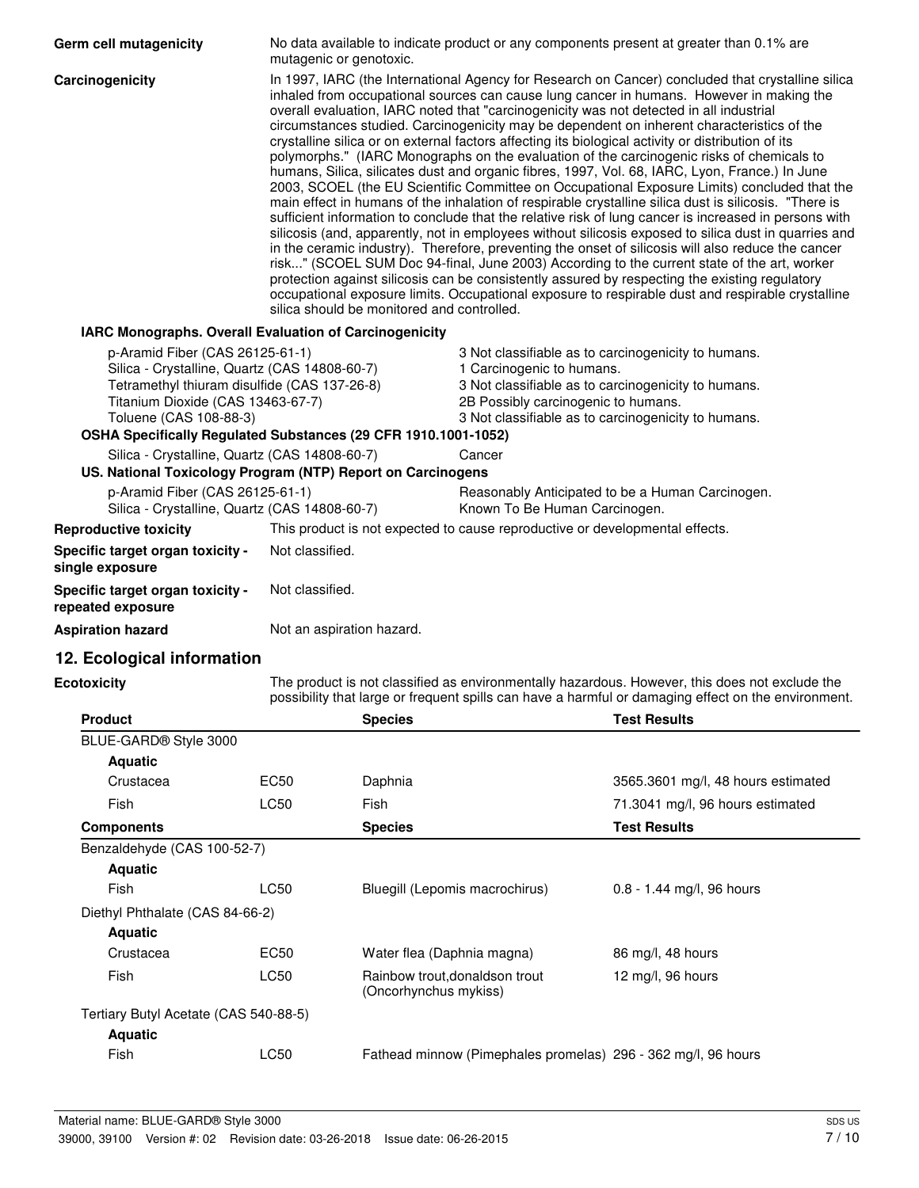**Germ cell mutagenicity** No data available to indicate product or any components present at greater than 0.1% are mutagenic or genotoxic.

**Carcinogenicity** In 1997, IARC (the International Agency for Research on Cancer) concluded that crystalline silica inhaled from occupational sources can cause lung cancer in humans. However in making the overall evaluation, IARC noted that "carcinogenicity was not detected in all industrial circumstances studied. Carcinogenicity may be dependent on inherent characteristics of the crystalline silica or on external factors affecting its biological activity or distribution of its polymorphs." (IARC Monographs on the evaluation of the carcinogenic risks of chemicals to humans, Silica, silicates dust and organic fibres, 1997, Vol. 68, IARC, Lyon, France.) In June 2003, SCOEL (the EU Scientific Committee on Occupational Exposure Limits) concluded that the main effect in humans of the inhalation of respirable crystalline silica dust is silicosis. "There is sufficient information to conclude that the relative risk of lung cancer is increased in persons with silicosis (and, apparently, not in employees without silicosis exposed to silica dust in quarries and in the ceramic industry). Therefore, preventing the onset of silicosis will also reduce the cancer risk..." (SCOEL SUM Doc 94-final, June 2003) According to the current state of the art, worker protection against silicosis can be consistently assured by respecting the existing regulatory occupational exposure limits. Occupational exposure to respirable dust and respirable crystalline silica should be monitored and controlled.

**IARC Monographs. Overall Evaluation of Carcinogenicity**

| | |
|---|---|
| p-Aramid Fiber (CAS 26125-61-1) | 3 Not classifiable as to carcinogenicity to humans. |
| Silica - Crystalline, Quartz (CAS 14808-60-7) | 1 Carcinogenic to humans. |
| Tetramethyl thiuram disulfide (CAS 137-26-8) | 3 Not classifiable as to carcinogenicity to humans. |
| Titanium Dioxide (CAS 13463-67-7) | 2B Possibly carcinogenic to humans. |
| Toluene (CAS 108-88-3) | 3 Not classifiable as to carcinogenicity to humans. |

**OSHA Specifically Regulated Substances (29 CFR 1910.1001-1052)**

| | |
|---|---|
| Silica - Crystalline, Quartz (CAS 14808-60-7) | Cancer |

**US. National Toxicology Program (NTP) Report on Carcinogens**

| | |
|---|---|
| p-Aramid Fiber (CAS 26125-61-1) | Reasonably Anticipated to be a Human Carcinogen. |
| Silica - Crystalline, Quartz (CAS 14808-60-7) | Known To Be Human Carcinogen. |

**Reproductive toxicity** This product is not expected to cause reproductive or developmental effects.

**Specific target organ toxicity - single exposure** Not classified.

**Specific target organ toxicity - repeated exposure** Not classified.

**Aspiration hazard** Not an aspiration hazard.

## 12. Ecological information

**Ecotoxicity** The product is not classified as environmentally hazardous. However, this does not exclude the possibility that large or frequent spills can have a harmful or damaging effect on the environment.

| Product | | Species | Test Results |
|---|---|---|---|
| BLUE-GARD® Style 3000 | | | |
| **Aquatic** | | | |
| Crustacea | EC50 | Daphnia | 3565.3601 mg/l, 48 hours estimated |
| Fish | LC50 | Fish | 71.3041 mg/l, 96 hours estimated |
| **Components** | | **Species** | **Test Results** |
| Benzaldehyde (CAS 100-52-7) | | | |
| **Aquatic** | | | |
| Fish | LC50 | Bluegill (Lepomis macrochirus) | 0.8 - 1.44 mg/l, 96 hours |
| Diethyl Phthalate (CAS 84-66-2) | | | |
| **Aquatic** | | | |
| Crustacea | EC50 | Water flea (Daphnia magna) | 86 mg/l, 48 hours |
| Fish | LC50 | Rainbow trout,donaldson trout (Oncorhynchus mykiss) | 12 mg/l, 96 hours |
| Tertiary Butyl Acetate (CAS 540-88-5) | | | |
| **Aquatic** | | | |
| Fish | LC50 | Fathead minnow (Pimephales promelas) | 296 - 362 mg/l, 96 hours |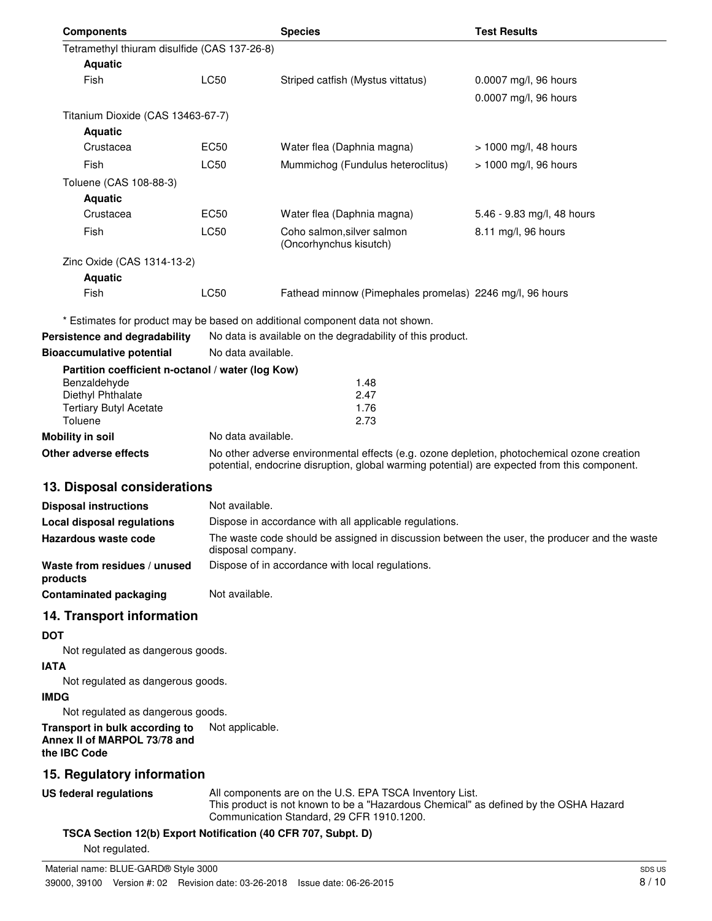| Components | | Species | Test Results |
|---|---|---|---|
| Tetramethyl thiuram disulfide (CAS 137-26-8) | | | |
| **Aquatic** | | | |
| Fish | LC50 | Striped catfish (Mystus vittatus) | 0.0007 mg/l, 96 hours |
| | | | 0.0007 mg/l, 96 hours |
| Titanium Dioxide (CAS 13463-67-7) | | | |
| **Aquatic** | | | |
| Crustacea | EC50 | Water flea (Daphnia magna) | > 1000 mg/l, 48 hours |
| Fish | LC50 | Mummichog (Fundulus heteroclitus) | > 1000 mg/l, 96 hours |
| Toluene (CAS 108-88-3) | | | |
| **Aquatic** | | | |
| Crustacea | EC50 | Water flea (Daphnia magna) | 5.46 - 9.83 mg/l, 48 hours |
| Fish | LC50 | Coho salmon,silver salmon (Oncorhynchus kisutch) | 8.11 mg/l, 96 hours |
| Zinc Oxide (CAS 1314-13-2) | | | |
| **Aquatic** | | | |
| Fish | LC50 | Fathead minnow (Pimephales promelas) | 2246 mg/l, 96 hours |

* Estimates for product may be based on additional component data not shown.

**Persistence and degradability** No data is available on the degradability of this product.

**Bioaccumulative potential** No data available.

**Partition coefficient n-octanol / water (log Kow)**

| | |
|---|---|
| Benzaldehyde | 1.48 |
| Diethyl Phthalate | 2.47 |
| Tertiary Butyl Acetate | 1.76 |
| Toluene | 2.73 |

**Mobility in soil** No data available.

**Other adverse effects** No other adverse environmental effects (e.g. ozone depletion, photochemical ozone creation potential, endocrine disruption, global warming potential) are expected from this component.

## 13. Disposal considerations

**Disposal instructions** Not available.

**Local disposal regulations** Dispose in accordance with all applicable regulations.

**Hazardous waste code** The waste code should be assigned in discussion between the user, the producer and the waste disposal company.

**Waste from residues / unused products** Dispose of in accordance with local regulations.

**Contaminated packaging** Not available.

## 14. Transport information

**DOT**

Not regulated as dangerous goods.

**IATA**

Not regulated as dangerous goods.

**IMDG**

Not regulated as dangerous goods.

**Transport in bulk according to Annex II of MARPOL 73/78 and the IBC Code** Not applicable.

## 15. Regulatory information

**US federal regulations** All components are on the U.S. EPA TSCA Inventory List.
This product is not known to be a "Hazardous Chemical" as defined by the OSHA Hazard Communication Standard, 29 CFR 1910.1200.

**TSCA Section 12(b) Export Notification (40 CFR 707, Subpt. D)**

Not regulated.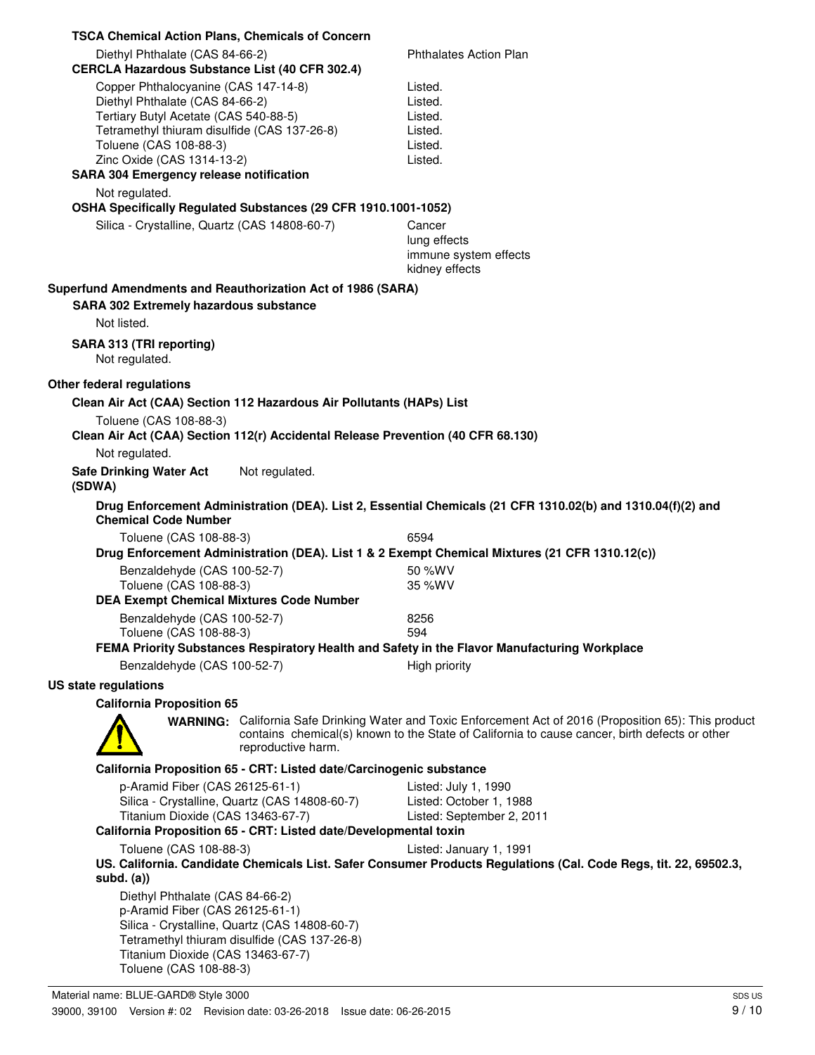**TSCA Chemical Action Plans, Chemicals of Concern**

| | |
|---|---|
| Diethyl Phthalate (CAS 84-66-2) | Phthalates Action Plan |

**CERCLA Hazardous Substance List (40 CFR 302.4)**

| | |
|---|---|
| Copper Phthalocyanine (CAS 147-14-8) | Listed. |
| Diethyl Phthalate (CAS 84-66-2) | Listed. |
| Tertiary Butyl Acetate (CAS 540-88-5) | Listed. |
| Tetramethyl thiuram disulfide (CAS 137-26-8) | Listed. |
| Toluene (CAS 108-88-3) | Listed. |
| Zinc Oxide (CAS 1314-13-2) | Listed. |

**SARA 304 Emergency release notification**

Not regulated.

**OSHA Specifically Regulated Substances (29 CFR 1910.1001-1052)**

| | |
|---|---|
| Silica - Crystalline, Quartz (CAS 14808-60-7) | Cancer<br>lung effects<br>immune system effects<br>kidney effects |

**Superfund Amendments and Reauthorization Act of 1986 (SARA)**

**SARA 302 Extremely hazardous substance**

Not listed.

**SARA 313 (TRI reporting)**

Not regulated.

**Other federal regulations**

**Clean Air Act (CAA) Section 112 Hazardous Air Pollutants (HAPs) List**

Toluene (CAS 108-88-3)

**Clean Air Act (CAA) Section 112(r) Accidental Release Prevention (40 CFR 68.130)**

Not regulated.

**Safe Drinking Water Act (SDWA)** Not regulated.

**Drug Enforcement Administration (DEA). List 2, Essential Chemicals (21 CFR 1310.02(b) and 1310.04(f)(2) and Chemical Code Number**

| | |
|---|---|
| Toluene (CAS 108-88-3) | 6594 |

**Drug Enforcement Administration (DEA). List 1 & 2 Exempt Chemical Mixtures (21 CFR 1310.12(c))**

| | |
|---|---|
| Benzaldehyde (CAS 100-52-7) | 50 %WV |
| Toluene (CAS 108-88-3) | 35 %WV |

**DEA Exempt Chemical Mixtures Code Number**

| | |
|---|---|
| Benzaldehyde (CAS 100-52-7) | 8256 |
| Toluene (CAS 108-88-3) | 594 |

**FEMA Priority Substances Respiratory Health and Safety in the Flavor Manufacturing Workplace**

| | |
|---|---|
| Benzaldehyde (CAS 100-52-7) | High priority |

**US state regulations**

**California Proposition 65**

**WARNING:** California Safe Drinking Water and Toxic Enforcement Act of 2016 (Proposition 65): This product contains chemical(s) known to the State of California to cause cancer, birth defects or other reproductive harm.

**California Proposition 65 - CRT: Listed date/Carcinogenic substance**

| | |
|---|---|
| p-Aramid Fiber (CAS 26125-61-1) | Listed: July 1, 1990 |
| Silica - Crystalline, Quartz (CAS 14808-60-7) | Listed: October 1, 1988 |
| Titanium Dioxide (CAS 13463-67-7) | Listed: September 2, 2011 |

**California Proposition 65 - CRT: Listed date/Developmental toxin**

| | |
|---|---|
| Toluene (CAS 108-88-3) | Listed: January 1, 1991 |

**US. California. Candidate Chemicals List. Safer Consumer Products Regulations (Cal. Code Regs, tit. 22, 69502.3, subd. (a))**

Diethyl Phthalate (CAS 84-66-2)
p-Aramid Fiber (CAS 26125-61-1)
Silica - Crystalline, Quartz (CAS 14808-60-7)
Tetramethyl thiuram disulfide (CAS 137-26-8)
Titanium Dioxide (CAS 13463-67-7)
Toluene (CAS 108-88-3)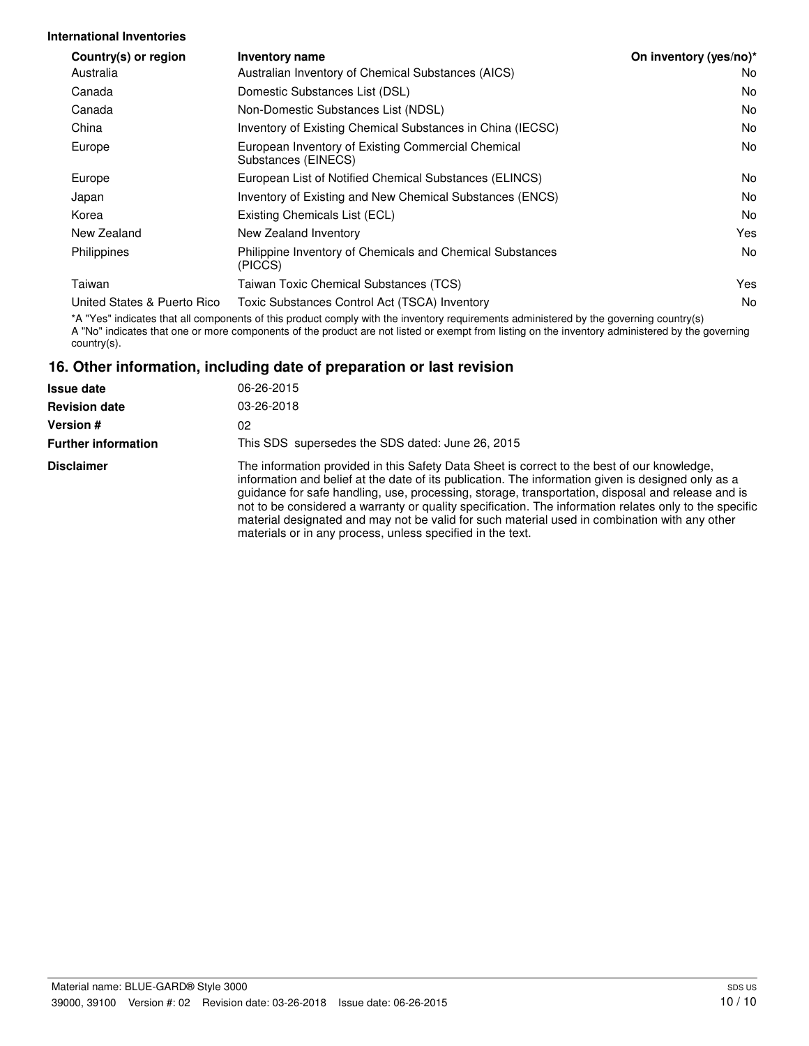**International Inventories**

| Country(s) or region | Inventory name | On inventory (yes/no)* |
|---|---|---|
| Australia | Australian Inventory of Chemical Substances (AICS) | No |
| Canada | Domestic Substances List (DSL) | No |
| Canada | Non-Domestic Substances List (NDSL) | No |
| China | Inventory of Existing Chemical Substances in China (IECSC) | No |
| Europe | European Inventory of Existing Commercial Chemical Substances (EINECS) | No |
| Europe | European List of Notified Chemical Substances (ELINCS) | No |
| Japan | Inventory of Existing and New Chemical Substances (ENCS) | No |
| Korea | Existing Chemicals List (ECL) | No |
| New Zealand | New Zealand Inventory | Yes |
| Philippines | Philippine Inventory of Chemicals and Chemical Substances (PICCS) | No |
| Taiwan | Taiwan Toxic Chemical Substances (TCS) | Yes |
| United States & Puerto Rico | Toxic Substances Control Act (TSCA) Inventory | No |

*A "Yes" indicates that all components of this product comply with the inventory requirements administered by the governing country(s)
A "No" indicates that one or more components of the product are not listed or exempt from listing on the inventory administered by the governing country(s).

## 16. Other information, including date of preparation or last revision

**Issue date** 06-26-2015

**Revision date** 03-26-2018

**Version #** 02

**Further information** This SDS supersedes the SDS dated: June 26, 2015

**Disclaimer** The information provided in this Safety Data Sheet is correct to the best of our knowledge, information and belief at the date of its publication. The information given is designed only as a guidance for safe handling, use, processing, storage, transportation, disposal and release and is not to be considered a warranty or quality specification. The information relates only to the specific material designated and may not be valid for such material used in combination with any other materials or in any process, unless specified in the text.